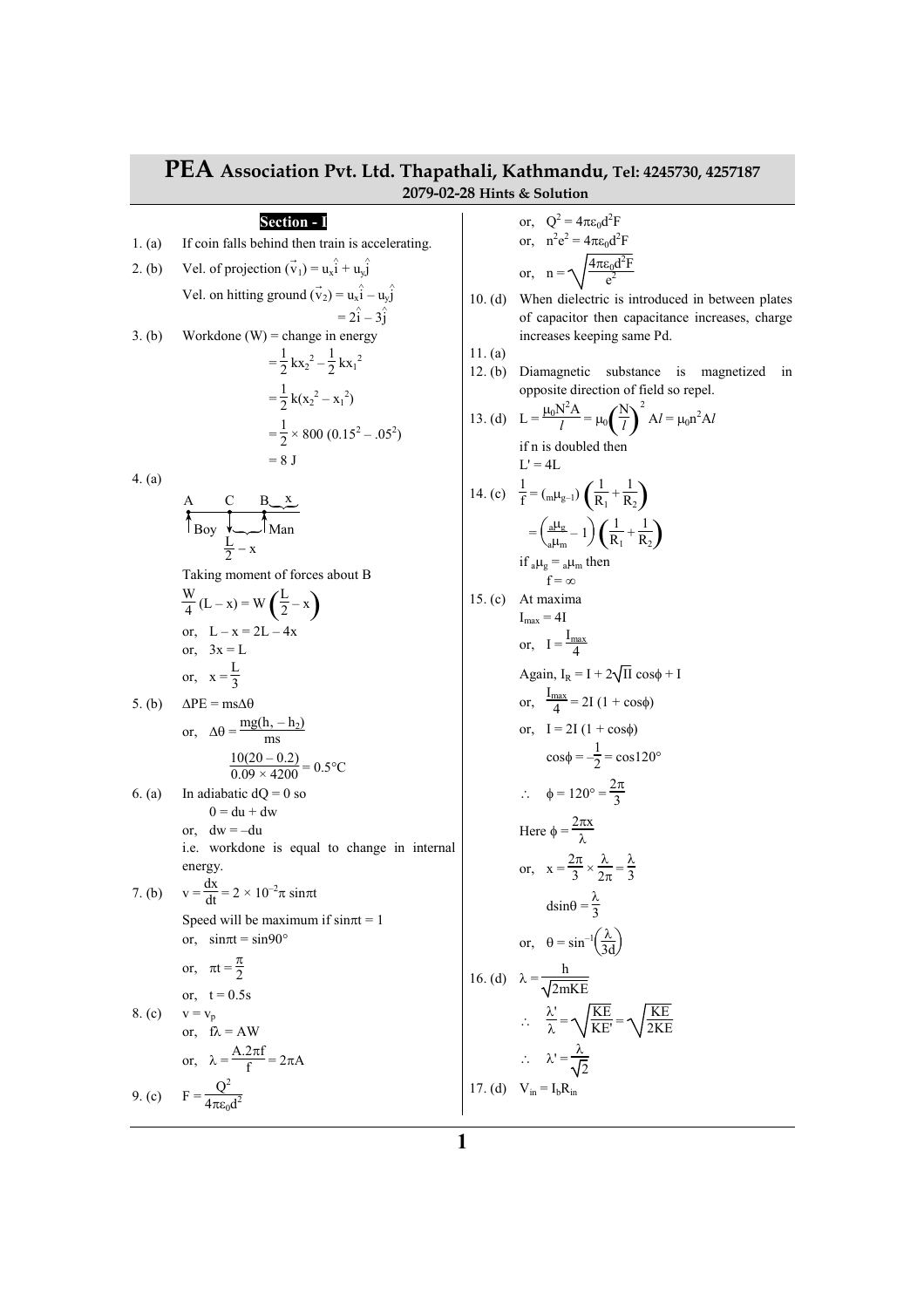# PEA Association Pvt. Ltd. Thapathali, Kathmandu, Tel: 4245730, 4257187

## 2079-02-28 Hints & Solution

### Section - I

1. (a) If coin falls behind then train is accelerating.

2. (b) Vel. of projection $(\vec{v}_1) = u_x\hat{i} + u_y\hat{j}$

   Vel. on hitting ground $(\vec{v}_2) = u_x\hat{i} - u_y\hat{j}$

   $= 2\hat{i} - 3\hat{j}$

3. (b) Workdone (W) = change in energy

   $= \frac{1}{2}kx_2^2 - \frac{1}{2}kx_1^2$

   $= \frac{1}{2}k(x_2^2 - x_1^2)$

   $= \frac{1}{2} \times 800\ (0.15^2 - .05^2)$

   $= 8$ J

4. (a)

   A — C — B, x; Boy at A, Man at B; $\frac{L}{2} - x$

   Taking moment of forces about B

   $\frac{W}{4}(L - x) = W\left(\frac{L}{2} - x\right)$

   or, $L - x = 2L - 4x$

   or, $3x = L$

   or, $x = \frac{L}{3}$

5. (b) $\Delta PE = ms\Delta\theta$

   or, $\Delta\theta = \frac{mg(h_1 - h_2)}{ms}$

   $\frac{10(20 - 0.2)}{0.09 \times 4200} = 0.5°C$

6. (a) In adiabatic dQ = 0 so

   $0 = du + dw$

   or, $dw = -du$

   i.e. workdone is equal to change in internal energy.

7. (b) $v = \frac{dx}{dt} = 2 \times 10^{-2}\pi\ \sin\pi t$

   Speed will be maximum if $\sin\pi t = 1$

   or, $\sin\pi t = \sin 90°$

   or, $\pi t = \frac{\pi}{2}$

   or, $t = 0.5$s

8. (c) $v = v_p$

   or, $f\lambda = AW$

   or, $\lambda = \frac{A.2\pi f}{f} = 2\pi A$

9. (c) $F = \frac{Q^2}{4\pi\varepsilon_0 d^2}$

   or, $Q^2 = 4\pi\varepsilon_0 d^2 F$

   or, $n^2e^2 = 4\pi\varepsilon_0 d^2 F$

   or, $n = \sqrt{\frac{4\pi\varepsilon_0 d^2 F}{e^2}}$

10. (d) When dielectric is introduced in between plates of capacitor then capacitance increases, charge increases keeping same Pd.

11. (a)

12. (b) Diamagnetic substance is magnetized in opposite direction of field so repel.

13. (d) $L = \frac{\mu_0 N^2 A}{l} = \mu_0\left(\frac{N}{l}\right)^2 Al = \mu_0 n^2 Al$

    if n is doubled then

    $L' = 4L$

14. (c) $\frac{1}{f} = ({}_m\mu_g - 1)\left(\frac{1}{R_1} + \frac{1}{R_2}\right)$

    $= \left(\frac{{}_a\mu_g}{{}_a\mu_m} - 1\right)\left(\frac{1}{R_1} + \frac{1}{R_2}\right)$

    if ${}_a\mu_g = {}_a\mu_m$ then

    $f = \infty$

15. (c) At maxima

    $I_{max} = 4I$

    or, $I = \frac{I_{max}}{4}$

    Again, $I_R = I + 2\sqrt{II}\cos\phi + I$

    or, $\frac{I_{max}}{4} = 2I(1 + \cos\phi)$

    or, $I = 2I(1 + \cos\phi)$

    $\cos\phi = -\frac{1}{2} = \cos 120°$

    $\therefore\ \phi = 120° = \frac{2\pi}{3}$

    Here $\phi = \frac{2\pi x}{\lambda}$

    or, $x = \frac{2\pi}{3} \times \frac{\lambda}{2\pi} = \frac{\lambda}{3}$

    $d\sin\theta = \frac{\lambda}{3}$

    or, $\theta = \sin^{-1}\left(\frac{\lambda}{3d}\right)$

16. (d) $\lambda = \frac{h}{\sqrt{2mKE}}$

    $\therefore\ \frac{\lambda'}{\lambda} = \sqrt{\frac{KE}{KE'}} = \sqrt{\frac{KE}{2KE}}$

    $\therefore\ \lambda' = \frac{\lambda}{\sqrt{2}}$

17. (d) $V_{in} = I_b R_{in}$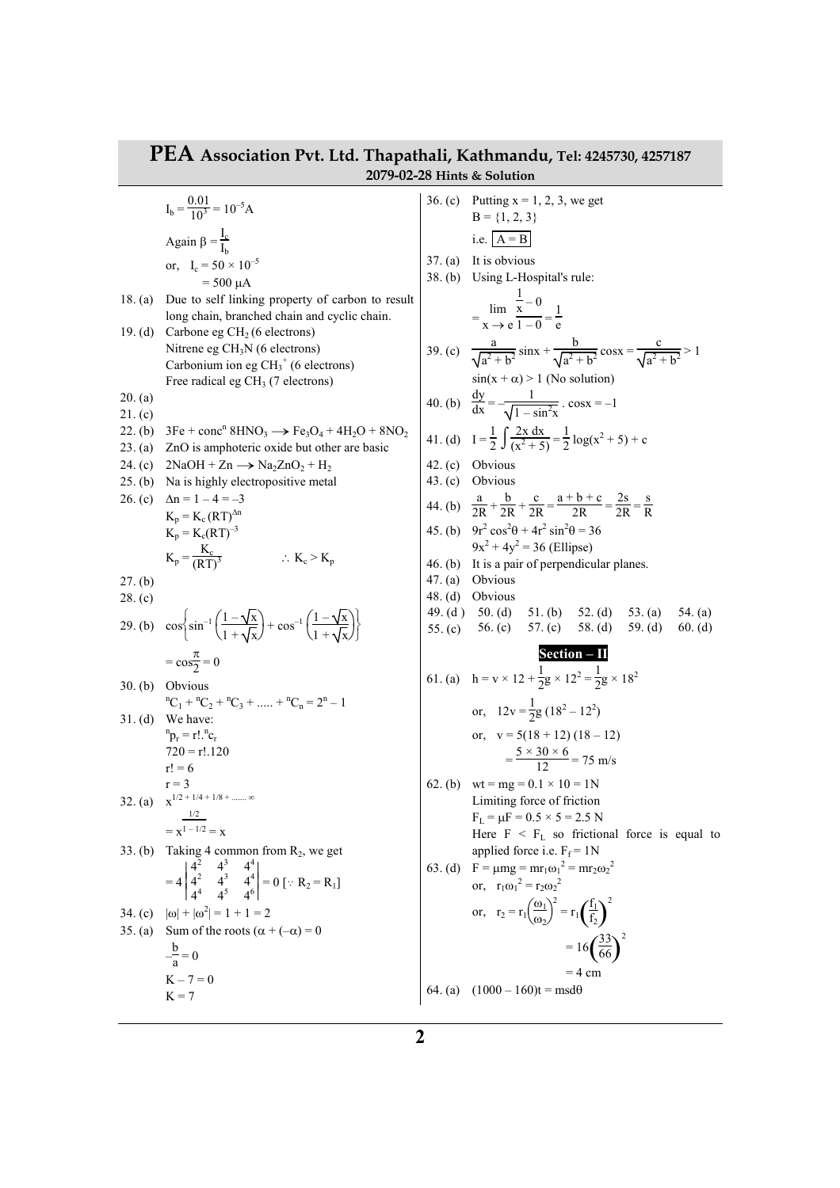$I_b = \frac{0.01}{10^3} = 10^{-5}A$

Again $\beta = \frac{I_c}{I_b}$

or, $I_c = 50 \times 10^{-5}$

$= 500\ \mu A$

18. (a) Due to self linking property of carbon to result long chain, branched chain and cyclic chain.

19. (d) Carbone eg $CH_2$ (6 electrons)
Nitrene eg $CH_3N$ (6 electrons)
Carbonium ion eg $CH_3^+$ (6 electrons)
Free radical eg $CH_3$ (7 electrons)

20. (a)

21. (c)

22. (b) $3Fe + conc^n\ 8HNO_3 \longrightarrow Fe_3O_4 + 4H_2O + 8NO_2$

23. (a) ZnO is amphoteric oxide but other are basic

24. (c) $2NaOH + Zn \longrightarrow Na_2ZnO_2 + H_2$

25. (b) Na is highly electropositive metal

26. (c) $\Delta n = 1 - 4 = -3$

$K_p = K_c (RT)^{\Delta n}$

$K_p = K_c(RT)^{-3}$

$K_p = \frac{K_c}{(RT)^3}$ $\quad\quad \therefore K_c > K_p$

27. (b)

28. (c)

29. (b) $\cos\left\{\sin^{-1}\left(\frac{1-\sqrt{x}}{1+\sqrt{x}}\right) + \cos^{-1}\left(\frac{1-\sqrt{x}}{1+\sqrt{x}}\right)\right\}$

$= \cos\frac{\pi}{2} = 0$

30. (b) Obvious

${}^nC_1 + {}^nC_2 + {}^nC_3 + ..... + {}^nC_n = 2^n - 1$

31. (d) We have:

${}^np_r = r!.{}^nc_r$

$720 = r!.120$

$r! = 6$

$r = 3$

32. (a) $x^{1/2 + 1/4 + 1/8 + ....... \infty}$

$= x^{\frac{1/2}{1 - 1/2}} = x$

33. (b) Taking 4 common from $R_2$, we get

$= 4\begin{vmatrix} 4^2 & 4^3 & 4^4 \\ 4^2 & 4^3 & 4^4 \\ 4^4 & 4^5 & 4^6 \end{vmatrix} = 0\ [\because R_2 = R_1]$

34. (c) $|\omega| + |\omega^2| = 1 + 1 = 2$

35. (a) Sum of the roots $(\alpha + (-\alpha) = 0$

$-\frac{b}{a} = 0$

$K - 7 = 0$

$K = 7$

36. (c) Putting x = 1, 2, 3, we get

B = {1, 2, 3}

i.e. $\boxed{A = B}$

37. (a) It is obvious

38. (b) Using L-Hospital's rule:

$= \lim_{x \to e} \frac{\frac{1}{x} - 0}{1 - 0} = \frac{1}{e}$

39. (c) $\frac{a}{\sqrt{a^2 + b^2}}\sin x + \frac{b}{\sqrt{a^2 + b^2}}\cos x = \frac{c}{\sqrt{a^2 + b^2}} > 1$

$\sin(x + \alpha) > 1$ (No solution)

40. (b) $\frac{dy}{dx} = -\frac{1}{\sqrt{1 - \sin^2 x}} . \cos x = -1$

41. (d) $I = \frac{1}{2}\int\frac{2x\,dx}{(x^2 + 5)} = \frac{1}{2}\log(x^2 + 5) + c$

42. (c) Obvious

43. (c) Obvious

44. (b) $\frac{a}{2R} + \frac{b}{2R} + \frac{c}{2R} = \frac{a + b + c}{2R} = \frac{2s}{2R} = \frac{s}{R}$

45. (b) $9r^2\cos^2\theta + 4r^2\sin^2\theta = 36$

$9x^2 + 4y^2 = 36$ (Ellipse)

46. (b) It is a pair of perpendicular planes.

47. (a) Obvious

48. (d) Obvious

49. (d) 50. (d) 51. (b) 52. (d) 53. (a) 54. (a) 55. (c) 56. (c) 57. (c) 58. (d) 59. (d) 60. (d)

## Section – II

61. (a) $h = v \times 12 + \frac{1}{2}g \times 12^2 = \frac{1}{2}g \times 18^2$

or, $12v = \frac{1}{2}g(18^2 - 12^2)$

or, $v = 5(18 + 12)(18 - 12)$

$= \frac{5 \times 30 \times 6}{12} = 75$ m/s

62. (b) $wt = mg = 0.1 \times 10 = 1N$

Limiting force of friction

$F_L = \mu F = 0.5 \times 5 = 2.5$ N

Here $F < F_L$ so frictional force is equal to applied force i.e. $F_f = 1N$

63. (d) $F = \mu mg = mr_1\omega_1^2 = mr_2\omega_2^2$

or, $r_1\omega_1^2 = r_2\omega_2^2$

or, $r_2 = r_1\left(\frac{\omega_1}{\omega_2}\right)^2 = r_1\left(\frac{f_1}{f_2}\right)^2$

$= 16\left(\frac{33}{66}\right)^2$

$= 4$ cm

64. (a) $(1000 - 160)t = msd\theta$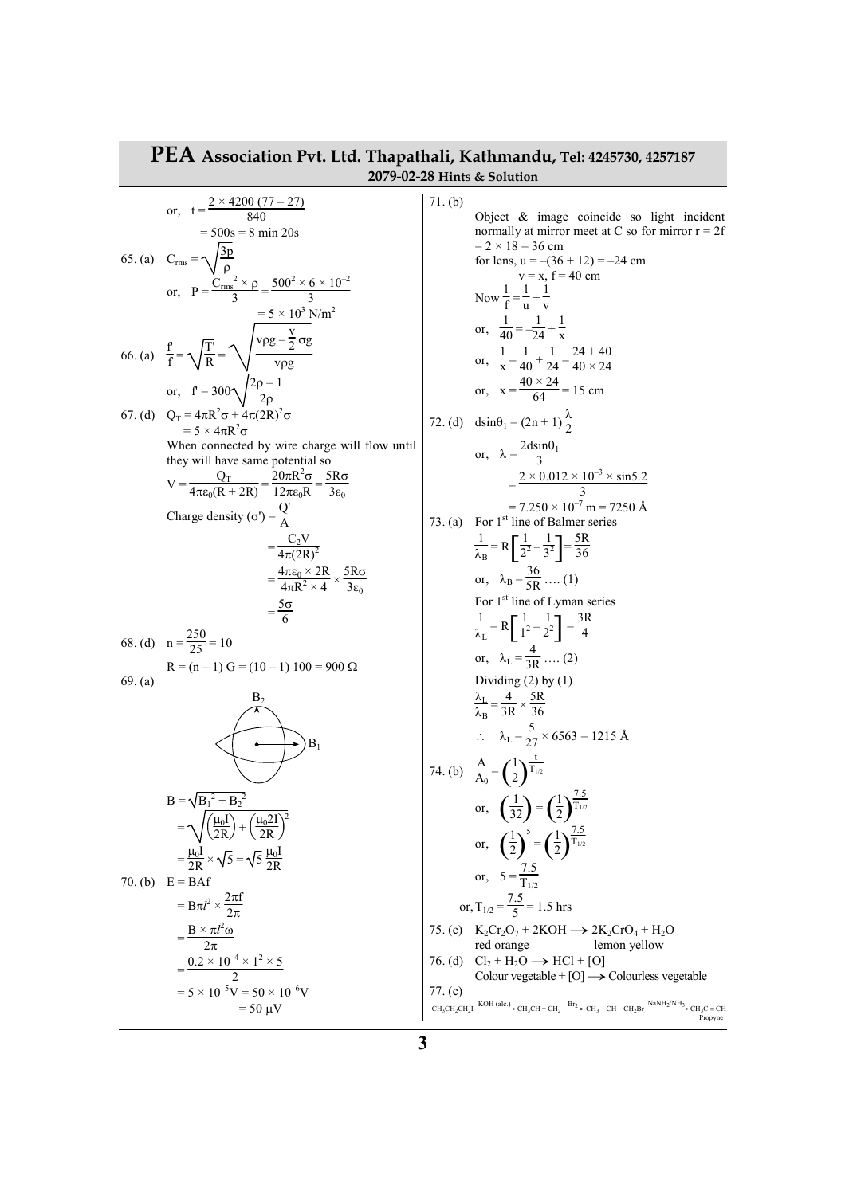or, $t = \dfrac{2 \times 4200\,(77 - 27)}{840}$

$= 500\text{s} = 8 \text{ min } 20\text{s}$

65. (a) $C_{rms} = \sqrt{\dfrac{3p}{\rho}}$

or, $P = \dfrac{C_{rms}^2 \times \rho}{3} = \dfrac{500^2 \times 6 \times 10^{-2}}{3}$

$= 5 \times 10^3 \text{ N/m}^2$

66. (a) $\dfrac{f'}{f} = \sqrt{\dfrac{T'}{R}} = \sqrt{\dfrac{v\rho g - \dfrac{v}{2}\sigma g}{v\rho g}}$

or, $f' = 300\sqrt{\dfrac{2\rho - 1}{2\rho}}$

67. (d) $Q_T = 4\pi R^2\sigma + 4\pi(2R)^2\sigma$

$= 5 \times 4\pi R^2\sigma$

When connected by wire charge will flow until they will have same potential so

$V = \dfrac{Q_T}{4\pi\varepsilon_0(R + 2R)} = \dfrac{20\pi R^2\sigma}{12\pi\varepsilon_0 R} = \dfrac{5R\sigma}{3\varepsilon_0}$

Charge density $(\sigma') = \dfrac{Q'}{A}$

$= \dfrac{C_2V}{4\pi(2R)^2}$

$= \dfrac{4\pi\varepsilon_0 \times 2R}{4\pi R^2 \times 4} \times \dfrac{5R\sigma}{3\varepsilon_0}$

$= \dfrac{5\sigma}{6}$

68. (d) $n = \dfrac{250}{25} = 10$

$R = (n - 1)\,G = (10 - 1)\,100 = 900\,\Omega$

69. (a)

$B = \sqrt{B_1^2 + B_2^2}$

$= \sqrt{\left(\dfrac{\mu_0 I}{2R}\right) + \left(\dfrac{\mu_0 2I}{2R}\right)^2}$

$= \dfrac{\mu_0 I}{2R} \times \sqrt{5} = \sqrt{5}\,\dfrac{\mu_0 I}{2R}$

70. (b) $E = BAf$

$= B\pi l^2 \times \dfrac{2\pi f}{2\pi}$

$= \dfrac{B \times \pi l^2 \omega}{2\pi}$

$= \dfrac{0.2 \times 10^{-4} \times 1^2 \times 5}{2}$

$= 5 \times 10^{-5}\text{V} = 50 \times 10^{-6}\text{V}$

$= 50\ \mu\text{V}$

71. (b)

Object & image coincide so light incident normally at mirror meet at C so for mirror $r = 2f = 2 \times 18 = 36$ cm

for lens, $u = -(36 + 12) = -24$ cm

$v = x,\ f = 40$ cm

Now $\dfrac{1}{f} = \dfrac{1}{u} + \dfrac{1}{v}$

or, $\dfrac{1}{40} = -\dfrac{1}{24} + \dfrac{1}{x}$

or, $\dfrac{1}{x} = \dfrac{1}{40} + \dfrac{1}{24} = \dfrac{24 + 40}{40 \times 24}$

or, $x = \dfrac{40 \times 24}{64} = 15$ cm

72. (d) $d\sin\theta_1 = (2n + 1)\dfrac{\lambda}{2}$

or, $\lambda = \dfrac{2d\sin\theta_1}{3}$

$= \dfrac{2 \times 0.012 \times 10^{-3} \times \sin 5.2}{3}$

$= 7.250 \times 10^{-7}\text{ m} = 7250\ \text{Å}$

73. (a) For 1st line of Balmer series

$\dfrac{1}{\lambda_B} = R\left[\dfrac{1}{2^2} - \dfrac{1}{3^2}\right] = \dfrac{5R}{36}$

or, $\lambda_B = \dfrac{36}{5R}$ …. (1)

For 1st line of Lyman series

$\dfrac{1}{\lambda_L} = R\left[\dfrac{1}{1^2} - \dfrac{1}{2^2}\right] = \dfrac{3R}{4}$

or, $\lambda_L = \dfrac{4}{3R}$ …. (2)

Dividing (2) by (1)

$\dfrac{\lambda_L}{\lambda_B} = \dfrac{4}{3R} \times \dfrac{5R}{36}$

$\therefore\ \lambda_L = \dfrac{5}{27} \times 6563 = 1215\ \text{Å}$

74. (b) $\dfrac{A}{A_0} = \left(\dfrac{1}{2}\right)^{\frac{t}{T_{1/2}}}$

or, $\left(\dfrac{1}{32}\right) = \left(\dfrac{1}{2}\right)^{\frac{7.5}{T_{1/2}}}$

or, $\left(\dfrac{1}{2}\right)^5 = \left(\dfrac{1}{2}\right)^{\frac{7.5}{T_{1/2}}}$

or, $5 = \dfrac{7.5}{T_{1/2}}$

or, $T_{1/2} = \dfrac{7.5}{5} = 1.5$ hrs

75. (c) $K_2Cr_2O_7 + 2KOH \longrightarrow 2K_2CrO_4 + H_2O$

red orange → lemon yellow

76. (d) $Cl_2 + H_2O \longrightarrow HCl + [O]$

Colour vegetable + [O] ⟶ Colourless vegetable

77. (c)

$CH_3CH_2CH_2I \xrightarrow{\text{KOH (alc.)}} CH_3CH = CH_2 \xrightarrow{Br_2} CH_3 - CH - CH_2Br \xrightarrow{NaNH_2/NH_3} CH_3C \equiv CH$ (Propyne)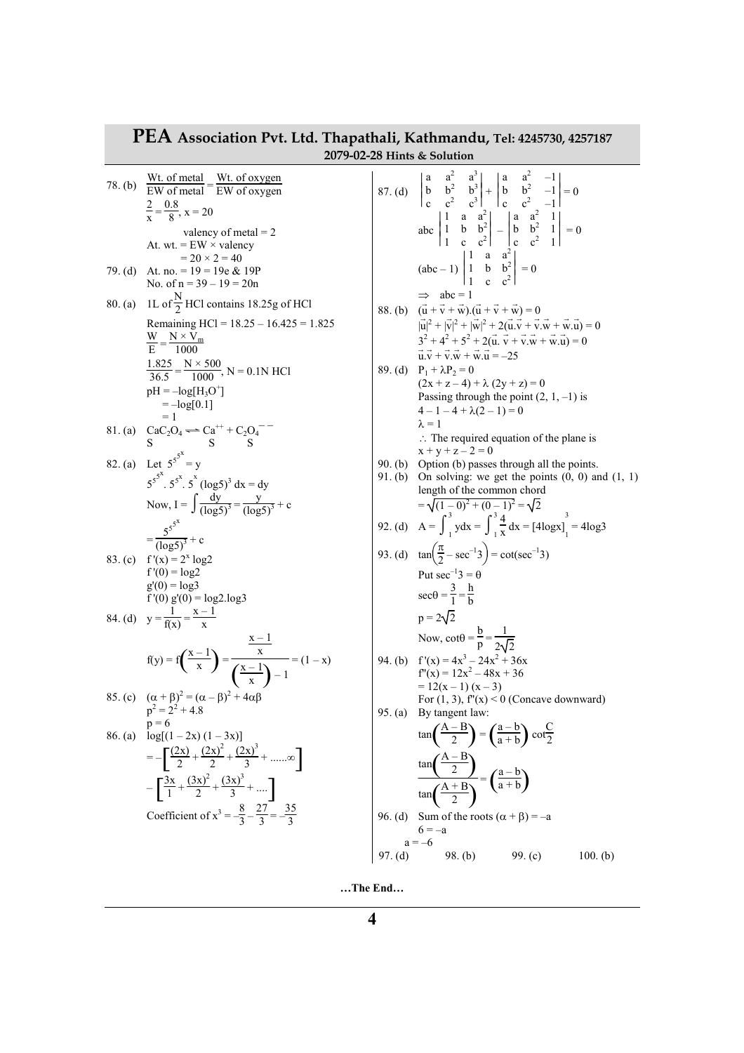78. (b) $\frac{\text{Wt. of metal}}{\text{EW of metal}} = \frac{\text{Wt. of oxygen}}{\text{EW of oxygen}}$

$\frac{2}{x} = \frac{0.8}{8}$, x = 20

valency of metal = 2

At. wt. = EW × valency

= 20 × 2 = 40

79. (d) At. no. = 19 = 19e & 19P

No. of n = 39 – 19 = 20n

80. (a) 1L of $\frac{N}{2}$ HCl contains 18.25g of HCl

Remaining HCl = 18.25 – 16.425 = 1.825

$\frac{W}{E} = \frac{N \times V_m}{1000}$

$\frac{1.825}{36.5} = \frac{N \times 500}{1000}$, N = 0.1N HCl

pH = $-\log[H_3O^+]$

= $-\log[0.1]$

= 1

81. (a) $CaC_2O_4 \rightleftharpoons Ca^{++} + C_2O_4^{--}$

S S S

82. (a) Let $5^{5^{5^x}} = y$

$5^{5^{5^x}} \cdot 5^{5^x} \cdot 5^x (\log 5)^3 \, dx = dy$

Now, I = $\int \frac{dy}{(\log 5)^3} = \frac{y}{(\log 5)^3} + c$

$= \frac{5^{5^{5^x}}}{(\log 5)^3} + c$

83. (c) $f'(x) = 2^x \log 2$

$f'(0) = \log 2$

$g'(0) = \log 3$

$f'(0)\, g'(0) = \log 2 . \log 3$

84. (d) $y = \frac{1}{f(x)} = \frac{x-1}{x}$

$f(y) = f\left(\frac{x-1}{x}\right) = \frac{\frac{x-1}{x}}{\left(\frac{x-1}{x}\right) - 1} = (1 - x)$

85. (c) $(\alpha + \beta)^2 = (\alpha - \beta)^2 + 4\alpha\beta$

$p^2 = 2^2 + 4.8$

p = 6

86. (a) $\log[(1 - 2x)(1 - 3x)]$

$= -\left[\frac{(2x)}{2} + \frac{(2x)^2}{2} + \frac{(2x)^3}{3} + ......\infty\right]$

$-\left[\frac{3x}{1} + \frac{(3x)^2}{2} + \frac{(3x)^3}{3} + ....\right]$

Coefficient of $x^3 = -\frac{8}{3} - \frac{27}{3} = -\frac{35}{3}$

87. (d) $\begin{vmatrix} a & a^2 & a^3 \\ b & b^2 & b^3 \\ c & c^2 & c^3 \end{vmatrix} + \begin{vmatrix} a & a^2 & -1 \\ b & b^2 & -1 \\ c & c^2 & -1 \end{vmatrix} = 0$

$abc \begin{vmatrix} 1 & a & a^2 \\ 1 & b & b^2 \\ 1 & c & c^2 \end{vmatrix} - \begin{vmatrix} a & a^2 & 1 \\ b & b^2 & 1 \\ c & c^2 & 1 \end{vmatrix} = 0$

$(abc - 1) \begin{vmatrix} 1 & a & a^2 \\ 1 & b & b^2 \\ 1 & c & c^2 \end{vmatrix} = 0$

$\Rightarrow$ abc = 1

88. (b) $(\vec{u} + \vec{v} + \vec{w}).(\vec{u} + \vec{v} + \vec{w}) = 0$

$|\vec{u}|^2 + |\vec{v}|^2 + |\vec{w}|^2 + 2(\vec{u}.\vec{v} + \vec{v}.\vec{w} + \vec{w}.\vec{u}) = 0$

$3^2 + 4^2 + 5^2 + 2(\vec{u}.\vec{v} + \vec{v}.\vec{w} + \vec{w}.\vec{u}) = 0$

$\vec{u}.\vec{v} + \vec{v}.\vec{w} + \vec{w}.\vec{u} = -25$

89. (d) $P_1 + \lambda P_2 = 0$

$(2x + z - 4) + \lambda(2y + z) = 0$

Passing through the point (2, 1, –1) is

$4 - 1 - 4 + \lambda(2 - 1) = 0$

$\lambda = 1$

$\therefore$ The required equation of the plane is

x + y + z – 2 = 0

90. (b) Option (b) passes through all the points.

91. (b) On solving: we get the points (0, 0) and (1, 1)

length of the common chord

$= \sqrt{(1-0)^2 + (0-1)^2} = \sqrt{2}$

92. (d) $A = \int_1^3 y\,dx = \int_1^3 \frac{4}{x}\,dx = [4\log x]_1^3 = 4\log 3$

93. (d) $\tan\left(\frac{\pi}{2} - \sec^{-1}3\right) = \cot(\sec^{-1}3)$

Put $\sec^{-1}3 = \theta$

$\sec\theta = \frac{3}{1} = \frac{h}{b}$

$p = 2\sqrt{2}$

Now, $\cot\theta = \frac{b}{p} = \frac{1}{2\sqrt{2}}$

94. (b) $f'(x) = 4x^3 - 24x^2 + 36x$

$f''(x) = 12x^2 - 48x + 36$

$= 12(x - 1)(x - 3)$

For (1, 3), $f''(x) < 0$ (Concave downward)

95. (a) By tangent law:

$\tan\left(\frac{A-B}{2}\right) = \left(\frac{a-b}{a+b}\right)\cot\frac{C}{2}$

$\frac{\tan\left(\frac{A-B}{2}\right)}{\tan\left(\frac{A+B}{2}\right)} = \left(\frac{a-b}{a+b}\right)$

96. (d) Sum of the roots $(\alpha + \beta) = -a$

6 = –a

a = –6

97. (d) 98. (b) 99. (c) 100. (b)

…The End…